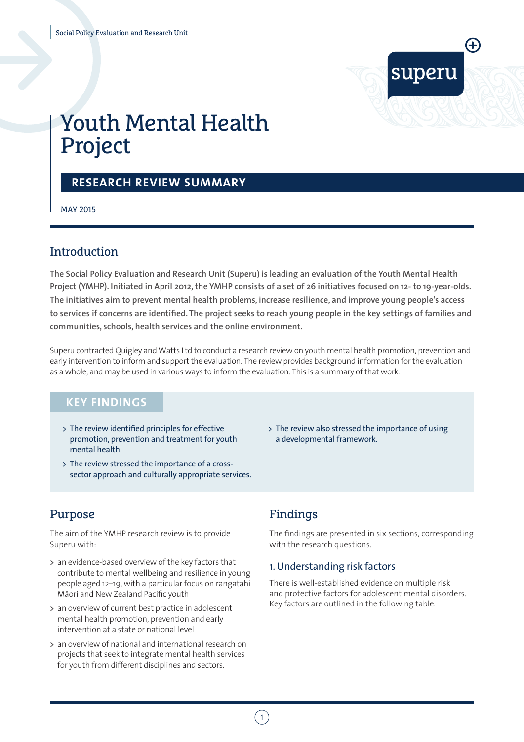Social Policy Evaluation and Research Unit

superu

# Youth Mental Health Project

## RESEARCH REVIEW SUMMARY

MAY 2015

## Introduction

**The Social Policy Evaluation and Research Unit (Superu) is leading an evaluation of the Youth Mental Health Project (YMHP). Initiated in April 2012, the YMHP consists of a set of 26 initiatives focused on 12- to 19-year-olds. The initiatives aim to prevent mental health problems, increase resilience, and improve young people's access to services if concerns are identified. The project seeks to reach young people in the key settings of families and communities, schools, health services and the online environment.**

Superu contracted Quigley and Watts Ltd to conduct a research review on youth mental health promotion, prevention and early intervention to inform and support the evaluation. The review provides background information for the evaluation as a whole, and may be used in various ways to inform the evaluation. This is a summary of that work.

### KEY FINDINGS

- The review identified principles for effective promotion, prevention and treatment for youth mental health.
- The review stressed the importance of a cross-sector approach and culturally appropriate services.
- The review also stressed the importance of using a developmental framework.

## Purpose

The aim of the YMHP research review is to provide Superu with:

- an evidence-based overview of the key factors that contribute to mental wellbeing and resilience in young people aged 12–19, with a particular focus on rangatahi Māori and New Zealand Pacific youth
- an overview of current best practice in adolescent mental health promotion, prevention and early intervention at a state or national level
- an overview of national and international research on projects that seek to integrate mental health services for youth from different disciplines and sectors.

## Findings

The findings are presented in six sections, corresponding with the research questions.

### 1. Understanding risk factors

There is well-established evidence on multiple risk and protective factors for adolescent mental disorders. Key factors are outlined in the following table.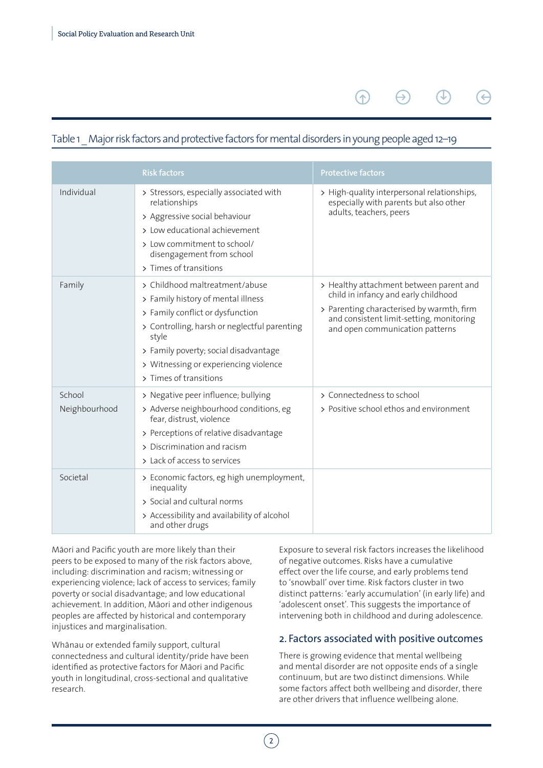Table 1 _ Major risk factors and protective factors for mental disorders in young people aged 12–19

| | Risk factors | Protective factors |
|---|---|---|
| Individual | > Stressors, especially associated with relationships<br>> Aggressive social behaviour<br>> Low educational achievement<br>> Low commitment to school/ disengagement from school<br>> Times of transitions | > High-quality interpersonal relationships, especially with parents but also other adults, teachers, peers |
| Family | > Childhood maltreatment/abuse<br>> Family history of mental illness<br>> Family conflict or dysfunction<br>> Controlling, harsh or neglectful parenting style<br>> Family poverty; social disadvantage<br>> Witnessing or experiencing violence<br>> Times of transitions | > Healthy attachment between parent and child in infancy and early childhood<br>> Parenting characterised by warmth, firm and consistent limit-setting, monitoring and open communication patterns |
| School<br>Neighbourhood | > Negative peer influence; bullying<br>> Adverse neighbourhood conditions, eg fear, distrust, violence<br>> Perceptions of relative disadvantage<br>> Discrimination and racism<br>> Lack of access to services | > Connectedness to school<br>> Positive school ethos and environment |
| Societal | > Economic factors, eg high unemployment, inequality<br>> Social and cultural norms<br>> Accessibility and availability of alcohol and other drugs | |

Māori and Pacific youth are more likely than their peers to be exposed to many of the risk factors above, including: discrimination and racism; witnessing or experiencing violence; lack of access to services; family poverty or social disadvantage; and low educational achievement. In addition, Māori and other indigenous peoples are affected by historical and contemporary injustices and marginalisation.

Whānau or extended family support, cultural connectedness and cultural identity/pride have been identified as protective factors for Māori and Pacific youth in longitudinal, cross-sectional and qualitative research.

Exposure to several risk factors increases the likelihood of negative outcomes. Risks have a cumulative effect over the life course, and early problems tend to 'snowball' over time. Risk factors cluster in two distinct patterns: 'early accumulation' (in early life) and 'adolescent onset'. This suggests the importance of intervening both in childhood and during adolescence.

## 2. Factors associated with positive outcomes

There is growing evidence that mental wellbeing and mental disorder are not opposite ends of a single continuum, but are two distinct dimensions. While some factors affect both wellbeing and disorder, there are other drivers that influence wellbeing alone.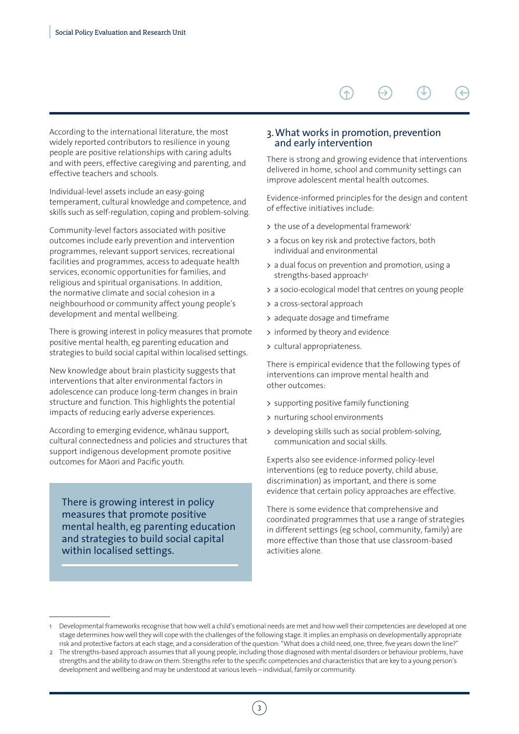According to the international literature, the most widely reported contributors to resilience in young people are positive relationships with caring adults and with peers, effective caregiving and parenting, and effective teachers and schools.

Individual-level assets include an easy-going temperament, cultural knowledge and competence, and skills such as self-regulation, coping and problem-solving.

Community-level factors associated with positive outcomes include early prevention and intervention programmes, relevant support services, recreational facilities and programmes, access to adequate health services, economic opportunities for families, and religious and spiritual organisations. In addition, the normative climate and social cohesion in a neighbourhood or community affect young people's development and mental wellbeing.

There is growing interest in policy measures that promote positive mental health, eg parenting education and strategies to build social capital within localised settings.

New knowledge about brain plasticity suggests that interventions that alter environmental factors in adolescence can produce long-term changes in brain structure and function. This highlights the potential impacts of reducing early adverse experiences.

According to emerging evidence, whānau support, cultural connectedness and policies and structures that support indigenous development promote positive outcomes for Māori and Pacific youth.

> There is growing interest in policy measures that promote positive mental health, eg parenting education and strategies to build social capital within localised settings.

## 3. What works in promotion, prevention and early intervention

There is strong and growing evidence that interventions delivered in home, school and community settings can improve adolescent mental health outcomes.

Evidence-informed principles for the design and content of effective initiatives include:

- the use of a developmental framework[1]
- a focus on key risk and protective factors, both individual and environmental
- a dual focus on prevention and promotion, using a strengths-based approach[2]
- a socio-ecological model that centres on young people
- a cross-sectoral approach
- adequate dosage and timeframe
- informed by theory and evidence
- cultural appropriateness.

There is empirical evidence that the following types of interventions can improve mental health and other outcomes:

- supporting positive family functioning
- nurturing school environments
- developing skills such as social problem-solving, communication and social skills.

Experts also see evidence-informed policy-level interventions (eg to reduce poverty, child abuse, discrimination) as important, and there is some evidence that certain policy approaches are effective.

There is some evidence that comprehensive and coordinated programmes that use a range of strategies in different settings (eg school, community, family) are more effective than those that use classroom-based activities alone.

---

1 Developmental frameworks recognise that how well a child's emotional needs are met and how well their competencies are developed at one stage determines how well they will cope with the challenges of the following stage. It implies an emphasis on developmentally appropriate risk and protective factors at each stage, and a consideration of the question: "What does a child need, one, three, five years down the line?"

2 The strengths-based approach assumes that all young people, including those diagnosed with mental disorders or behaviour problems, have strengths and the ability to draw on them. Strengths refer to the specific competencies and characteristics that are key to a young person's development and wellbeing and may be understood at various levels – individual, family or community.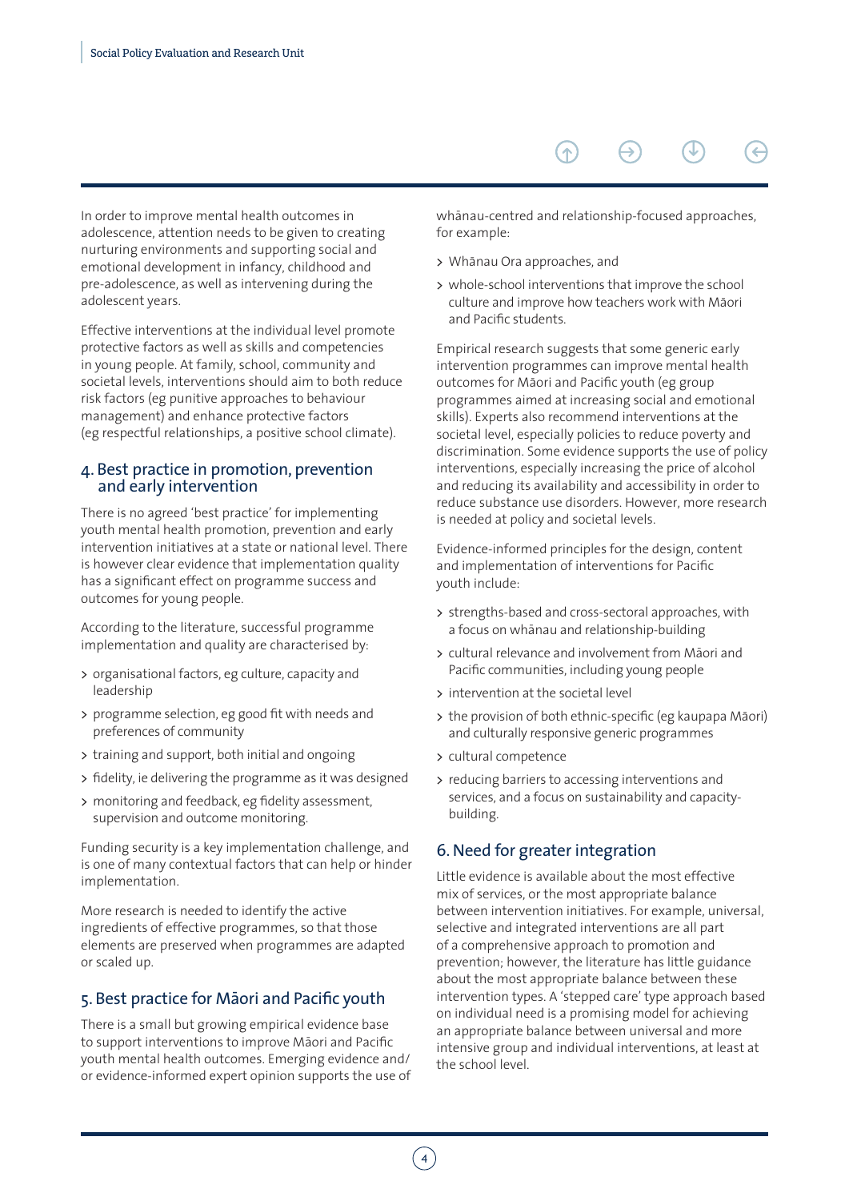In order to improve mental health outcomes in adolescence, attention needs to be given to creating nurturing environments and supporting social and emotional development in infancy, childhood and pre-adolescence, as well as intervening during the adolescent years.

Effective interventions at the individual level promote protective factors as well as skills and competencies in young people. At family, school, community and societal levels, interventions should aim to both reduce risk factors (eg punitive approaches to behaviour management) and enhance protective factors (eg respectful relationships, a positive school climate).

## 4. Best practice in promotion, prevention and early intervention

There is no agreed 'best practice' for implementing youth mental health promotion, prevention and early intervention initiatives at a state or national level. There is however clear evidence that implementation quality has a significant effect on programme success and outcomes for young people.

According to the literature, successful programme implementation and quality are characterised by:

- organisational factors, eg culture, capacity and leadership
- programme selection, eg good fit with needs and preferences of community
- training and support, both initial and ongoing
- fidelity, ie delivering the programme as it was designed
- monitoring and feedback, eg fidelity assessment, supervision and outcome monitoring.

Funding security is a key implementation challenge, and is one of many contextual factors that can help or hinder implementation.

More research is needed to identify the active ingredients of effective programmes, so that those elements are preserved when programmes are adapted or scaled up.

## 5. Best practice for Māori and Pacific youth

There is a small but growing empirical evidence base to support interventions to improve Māori and Pacific youth mental health outcomes. Emerging evidence and/or evidence-informed expert opinion supports the use of whānau-centred and relationship-focused approaches, for example:

- Whānau Ora approaches, and
- whole-school interventions that improve the school culture and improve how teachers work with Māori and Pacific students.

Empirical research suggests that some generic early intervention programmes can improve mental health outcomes for Māori and Pacific youth (eg group programmes aimed at increasing social and emotional skills). Experts also recommend interventions at the societal level, especially policies to reduce poverty and discrimination. Some evidence supports the use of policy interventions, especially increasing the price of alcohol and reducing its availability and accessibility in order to reduce substance use disorders. However, more research is needed at policy and societal levels.

Evidence-informed principles for the design, content and implementation of interventions for Pacific youth include:

- strengths-based and cross-sectoral approaches, with a focus on whānau and relationship-building
- cultural relevance and involvement from Māori and Pacific communities, including young people
- intervention at the societal level
- the provision of both ethnic-specific (eg kaupapa Māori) and culturally responsive generic programmes
- cultural competence
- reducing barriers to accessing interventions and services, and a focus on sustainability and capacity-building.

## 6. Need for greater integration

Little evidence is available about the most effective mix of services, or the most appropriate balance between intervention initiatives. For example, universal, selective and integrated interventions are all part of a comprehensive approach to promotion and prevention; however, the literature has little guidance about the most appropriate balance between these intervention types. A 'stepped care' type approach based on individual need is a promising model for achieving an appropriate balance between universal and more intensive group and individual interventions, at least at the school level.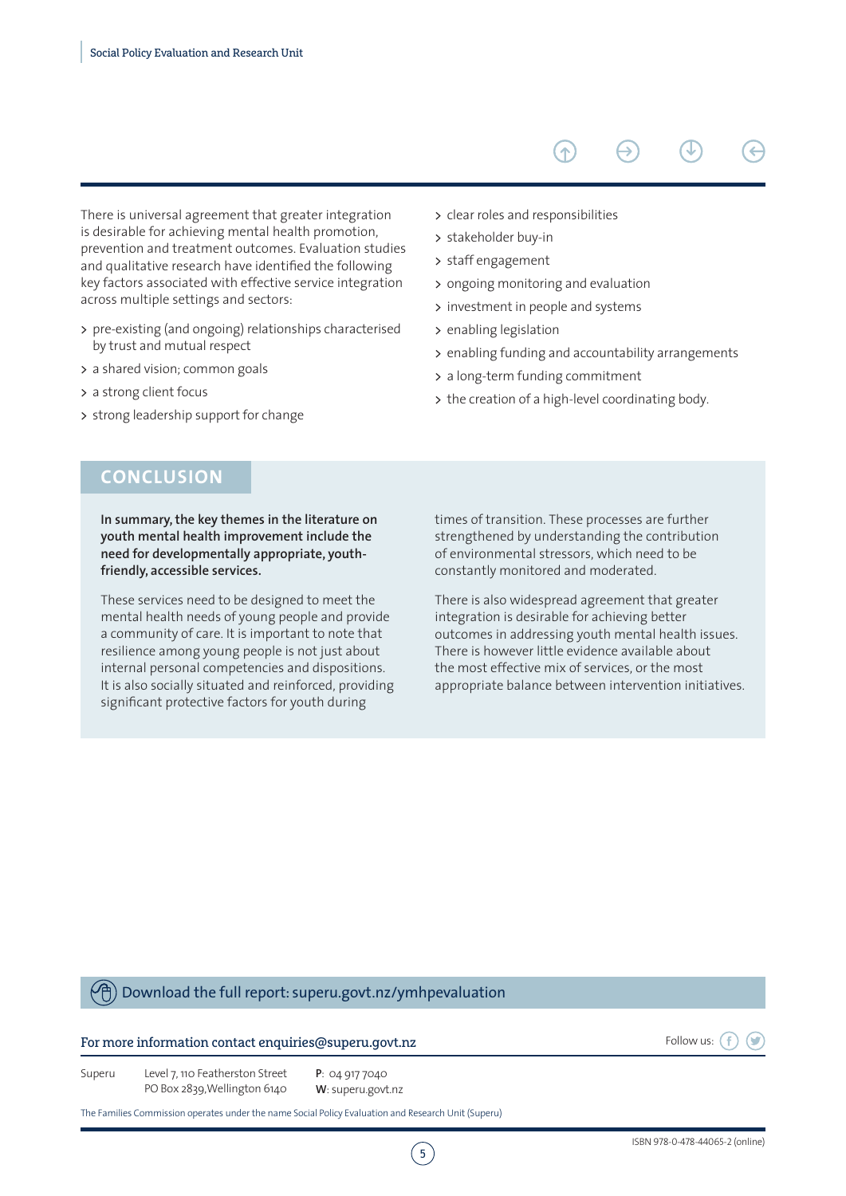There is universal agreement that greater integration is desirable for achieving mental health promotion, prevention and treatment outcomes. Evaluation studies and qualitative research have identified the following key factors associated with effective service integration across multiple settings and sectors:

- pre-existing (and ongoing) relationships characterised by trust and mutual respect
- a shared vision; common goals
- a strong client focus
- strong leadership support for change
- clear roles and responsibilities
- stakeholder buy-in
- staff engagement
- ongoing monitoring and evaluation
- investment in people and systems
- enabling legislation
- enabling funding and accountability arrangements
- a long-term funding commitment
- the creation of a high-level coordinating body.

## CONCLUSION

**In summary, the key themes in the literature on youth mental health improvement include the need for developmentally appropriate, youth-friendly, accessible services.**

These services need to be designed to meet the mental health needs of young people and provide a community of care. It is important to note that resilience among young people is not just about internal personal competencies and dispositions. It is also socially situated and reinforced, providing significant protective factors for youth during times of transition. These processes are further strengthened by understanding the contribution of environmental stressors, which need to be constantly monitored and moderated.

There is also widespread agreement that greater integration is desirable for achieving better outcomes in addressing youth mental health issues. There is however little evidence available about the most effective mix of services, or the most appropriate balance between intervention initiatives.

Download the full report: superu.govt.nz/ymhpevaluation

For more information contact enquiries@superu.govt.nz

Follow us:

Superu
Level 7, 110 Featherston Street
PO Box 2839, Wellington 6140

**P**: 04 917 7040
**W**: superu.govt.nz

The Families Commission operates under the name Social Policy Evaluation and Research Unit (Superu)

ISBN 978-0-478-44065-2 (online)